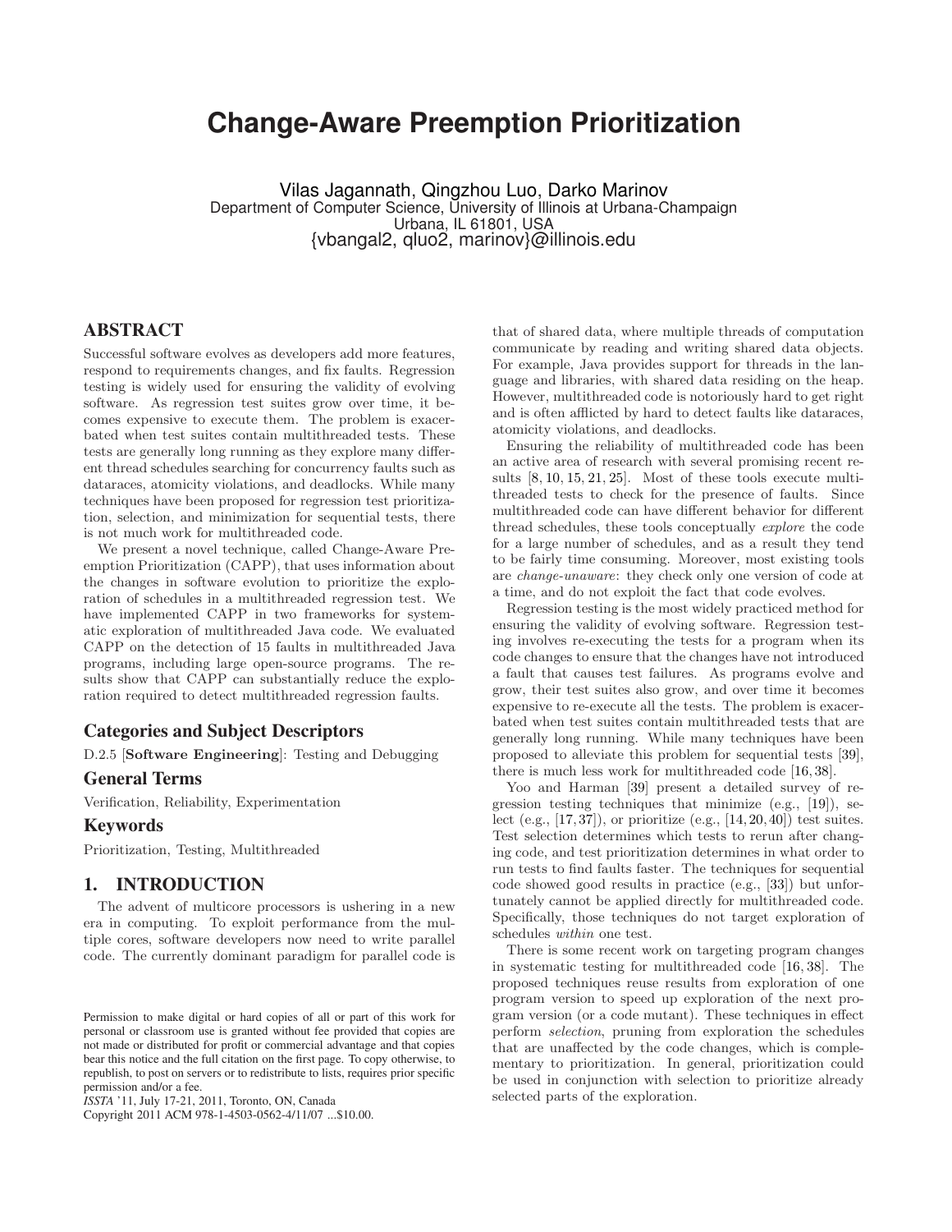# Change-Aware Preemption Prioritization

Vilas Jagannath, Qingzhou Luo, Darko Marinov
Department of Computer Science, University of Illinois at Urbana-Champaign
Urbana, IL 61801, USA
{vbangal2, qluo2, marinov}@illinois.edu

## ABSTRACT

Successful software evolves as developers add more features, respond to requirements changes, and fix faults. Regression testing is widely used for ensuring the validity of evolving software. As regression test suites grow over time, it becomes expensive to execute them. The problem is exacerbated when test suites contain multithreaded tests. These tests are generally long running as they explore many different thread schedules searching for concurrency faults such as dataraces, atomicity violations, and deadlocks. While many techniques have been proposed for regression test prioritization, selection, and minimization for sequential tests, there is not much work for multithreaded code.

We present a novel technique, called Change-Aware Preemption Prioritization (CAPP), that uses information about the changes in software evolution to prioritize the exploration of schedules in a multithreaded regression test. We have implemented CAPP in two frameworks for systematic exploration of multithreaded Java code. We evaluated CAPP on the detection of 15 faults in multithreaded Java programs, including large open-source programs. The results show that CAPP can substantially reduce the exploration required to detect multithreaded regression faults.

### Categories and Subject Descriptors

D.2.5 [**Software Engineering**]: Testing and Debugging

### General Terms

Verification, Reliability, Experimentation

### Keywords

Prioritization, Testing, Multithreaded

## 1. INTRODUCTION

The advent of multicore processors is ushering in a new era in computing. To exploit performance from the multiple cores, software developers now need to write parallel code. The currently dominant paradigm for parallel code is that of shared data, where multiple threads of computation communicate by reading and writing shared data objects. For example, Java provides support for threads in the language and libraries, with shared data residing on the heap. However, multithreaded code is notoriously hard to get right and is often afflicted by hard to detect faults like dataraces, atomicity violations, and deadlocks.

Ensuring the reliability of multithreaded code has been an active area of research with several promising recent results [8, 10, 15, 21, 25]. Most of these tools execute multithreaded tests to check for the presence of faults. Since multithreaded code can have different behavior for different thread schedules, these tools conceptually *explore* the code for a large number of schedules, and as a result they tend to be fairly time consuming. Moreover, most existing tools are *change-unaware*: they check only one version of code at a time, and do not exploit the fact that code evolves.

Regression testing is the most widely practiced method for ensuring the validity of evolving software. Regression testing involves re-executing the tests for a program when its code changes to ensure that the changes have not introduced a fault that causes test failures. As programs evolve and grow, their test suites also grow, and over time it becomes expensive to re-execute all the tests. The problem is exacerbated when test suites contain multithreaded tests that are generally long running. While many techniques have been proposed to alleviate this problem for sequential tests [39], there is much less work for multithreaded code [16, 38].

Yoo and Harman [39] present a detailed survey of regression testing techniques that minimize (e.g., [19]), select (e.g., [17, 37]), or prioritize (e.g., [14, 20, 40]) test suites. Test selection determines which tests to rerun after changing code, and test prioritization determines in what order to run tests to find faults faster. The techniques for sequential code showed good results in practice (e.g., [33]) but unfortunately cannot be applied directly for multithreaded code. Specifically, those techniques do not target exploration of schedules *within* one test.

There is some recent work on targeting program changes in systematic testing for multithreaded code [16, 38]. The proposed techniques reuse results from exploration of one program version to speed up exploration of the next program version (or a code mutant). These techniques in effect perform *selection*, pruning from exploration the schedules that are unaffected by the code changes, which is complementary to prioritization. In general, prioritization could be used in conjunction with selection to prioritize already selected parts of the exploration.

Permission to make digital or hard copies of all or part of this work for personal or classroom use is granted without fee provided that copies are not made or distributed for profit or commercial advantage and that copies bear this notice and the full citation on the first page. To copy otherwise, to republish, to post on servers or to redistribute to lists, requires prior specific permission and/or a fee.
*ISSTA* '11, July 17-21, 2011, Toronto, ON, Canada
Copyright 2011 ACM 978-1-4503-0562-4/11/07 ...$10.00.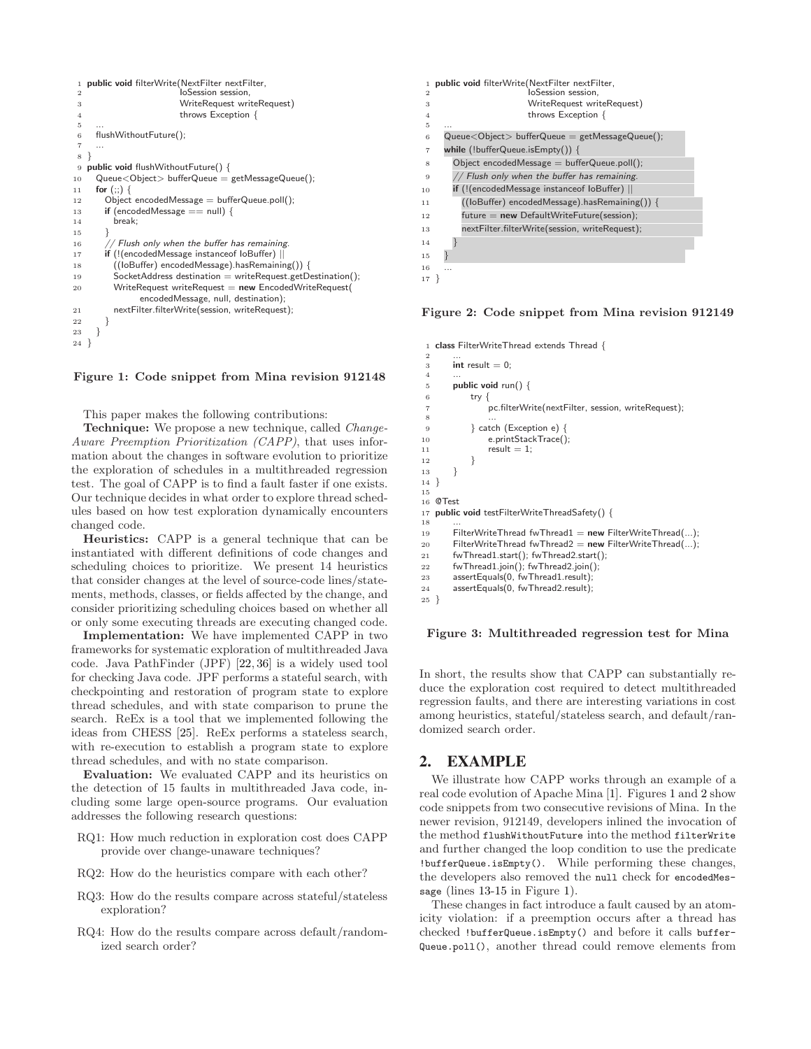```
1  public void filterWrite(NextFilter nextFilter,
2                          IoSession session,
3                          WriteRequest writeRequest)
4                          throws Exception {
5    ...
6    flushWithoutFuture();
7    ...
8  }
9  public void flushWithoutFuture() {
10   Queue<Object> bufferQueue = getMessageQueue();
11   for (;;) {
12     Object encodedMessage = bufferQueue.poll();
13     if (encodedMessage == null) {
14       break;
15     }
16     // Flush only when the buffer has remaining.
17     if (!(encodedMessage instanceof IoBuffer) ||
18       ((IoBuffer) encodedMessage).hasRemaining()) {
19       SocketAddress destination = writeRequest.getDestination();
20       WriteRequest writeRequest = new EncodedWriteRequest(
             encodedMessage, null, destination);
21       nextFilter.filterWrite(session, writeRequest);
22     }
23   }
24 }
```

**Figure 1: Code snippet from Mina revision 912148**

This paper makes the following contributions:

**Technique:** We propose a new technique, called *Change-Aware Preemption Prioritization (CAPP)*, that uses information about the changes in software evolution to prioritize the exploration of schedules in a multithreaded regression test. The goal of CAPP is to find a fault faster if one exists. Our technique decides in what order to explore thread schedules based on how test exploration dynamically encounters changed code.

**Heuristics:** CAPP is a general technique that can be instantiated with different definitions of code changes and scheduling choices to prioritize. We present 14 heuristics that consider changes at the level of source-code lines/statements, methods, classes, or fields affected by the change, and consider prioritizing scheduling choices based on whether all or only some executing threads are executing changed code.

**Implementation:** We have implemented CAPP in two frameworks for systematic exploration of multithreaded Java code. Java PathFinder (JPF) [22, 36] is a widely used tool for checking Java code. JPF performs a stateful search, with checkpointing and restoration of program state to explore thread schedules, and with state comparison to prune the search. ReEx is a tool that we implemented following the ideas from CHESS [25]. ReEx performs a stateless search, with re-execution to establish a program state to explore thread schedules, and with no state comparison.

**Evaluation:** We evaluated CAPP and its heuristics on the detection of 15 faults in multithreaded Java code, including some large open-source programs. Our evaluation addresses the following research questions:

- RQ1: How much reduction in exploration cost does CAPP provide over change-unaware techniques?
- RQ2: How do the heuristics compare with each other?
- RQ3: How do the results compare across stateful/stateless exploration?
- RQ4: How do the results compare across default/randomized search order?

```
1  public void filterWrite(NextFilter nextFilter,
2                          IoSession session,
3                          WriteRequest writeRequest)
4                          throws Exception {
5    ...
6    Queue<Object> bufferQueue = getMessageQueue();
7    while (!bufferQueue.isEmpty()) {
8      Object encodedMessage = bufferQueue.poll();
9      // Flush only when the buffer has remaining.
10     if (!(encodedMessage instanceof IoBuffer) ||
11       ((IoBuffer) encodedMessage).hasRemaining()) {
12       future = new DefaultWriteFuture(session);
13       nextFilter.filterWrite(session, writeRequest);
14     }
15   }
16   ...
17 }
```

**Figure 2: Code snippet from Mina revision 912149**

```
1  class FilterWriteThread extends Thread {
2      ...
3      int result = 0;
4      ...
5      public void run() {
6          try {
7              pc.filterWrite(nextFilter, session, writeRequest);
8              ...
9          } catch (Exception e) {
10             e.printStackTrace();
11             result = 1;
12         }
13     }
14 }
15
16 @Test
17 public void testFilterWriteThreadSafety() {
18     ...
19     FilterWriteThread fwThread1 = new FilterWriteThread(...);
20     FilterWriteThread fwThread2 = new FilterWriteThread(...);
21     fwThread1.start(); fwThread2.start();
22     fwThread1.join(); fwThread2.join();
23     assertEquals(0, fwThread1.result);
24     assertEquals(0, fwThread2.result);
25 }
```

**Figure 3: Multithreaded regression test for Mina**

In short, the results show that CAPP can substantially reduce the exploration cost required to detect multithreaded regression faults, and there are interesting variations in cost among heuristics, stateful/stateless search, and default/randomized search order.

## 2. EXAMPLE

We illustrate how CAPP works through an example of a real code evolution of Apache Mina [1]. Figures 1 and 2 show code snippets from two consecutive revisions of Mina. In the newer revision, 912149, developers inlined the invocation of the method `flushWithoutFuture` into the method `filterWrite` and further changed the loop condition to use the predicate `!bufferQueue.isEmpty()`. While performing these changes, the developers also removed the `null` check for `encodedMessage` (lines 13-15 in Figure 1).

These changes in fact introduce a fault caused by an atomicity violation: if a preemption occurs after a thread has checked `!bufferQueue.isEmpty()` and before it calls `bufferQueue.poll()`, another thread could remove elements from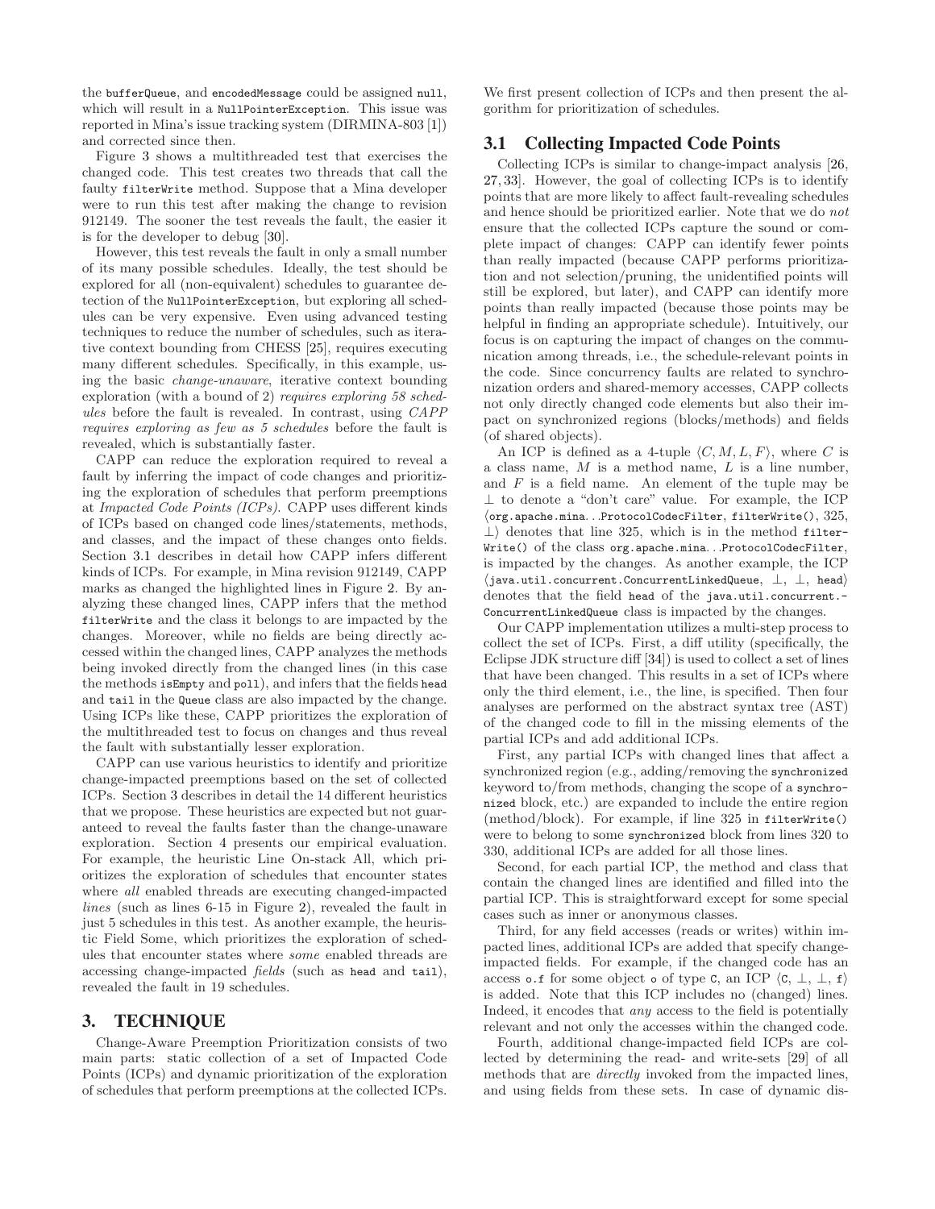the `bufferQueue`, and `encodedMessage` could be assigned `null`, which will result in a `NullPointerException`. This issue was reported in Mina's issue tracking system (DIRMINA-803 [1]) and corrected since then.

Figure 3 shows a multithreaded test that exercises the changed code. This test creates two threads that call the faulty `filterWrite` method. Suppose that a Mina developer were to run this test after making the change to revision 912149. The sooner the test reveals the fault, the easier it is for the developer to debug [30].

However, this test reveals the fault in only a small number of its many possible schedules. Ideally, the test should be explored for all (non-equivalent) schedules to guarantee detection of the `NullPointerException`, but exploring all schedules can be very expensive. Even using advanced testing techniques to reduce the number of schedules, such as iterative context bounding from CHESS [25], requires executing many different schedules. Specifically, in this example, using the basic *change-unaware*, iterative context bounding exploration (with a bound of 2) *requires exploring 58 schedules* before the fault is revealed. In contrast, using *CAPP requires exploring as few as 5 schedules* before the fault is revealed, which is substantially faster.

CAPP can reduce the exploration required to reveal a fault by inferring the impact of code changes and prioritizing the exploration of schedules that perform preemptions at *Impacted Code Points (ICPs)*. CAPP uses different kinds of ICPs based on changed code lines/statements, methods, and classes, and the impact of these changes onto fields. Section 3.1 describes in detail how CAPP infers different kinds of ICPs. For example, in Mina revision 912149, CAPP marks as changed the highlighted lines in Figure 2. By analyzing these changed lines, CAPP infers that the method `filterWrite` and the class it belongs to are impacted by the changes. Moreover, while no fields are being directly accessed within the changed lines, CAPP analyzes the methods being invoked directly from the changed lines (in this case the methods `isEmpty` and `poll`), and infers that the fields `head` and `tail` in the `Queue` class are also impacted by the change. Using ICPs like these, CAPP prioritizes the exploration of the multithreaded test to focus on changes and thus reveal the fault with substantially lesser exploration.

CAPP can use various heuristics to identify and prioritize change-impacted preemptions based on the set of collected ICPs. Section 3 describes in detail the 14 different heuristics that we propose. These heuristics are expected but not guaranteed to reveal the faults faster than the change-unaware exploration. Section 4 presents our empirical evaluation. For example, the heuristic Line On-stack All, which prioritizes the exploration of schedules that encounter states where *all* enabled threads are executing changed-impacted *lines* (such as lines 6-15 in Figure 2), revealed the fault in just 5 schedules in this test. As another example, the heuristic Field Some, which prioritizes the exploration of schedules that encounter states where *some* enabled threads are accessing change-impacted *fields* (such as `head` and `tail`), revealed the fault in 19 schedules.

## 3. TECHNIQUE

Change-Aware Preemption Prioritization consists of two main parts: static collection of a set of Impacted Code Points (ICPs) and dynamic prioritization of the exploration of schedules that perform preemptions at the collected ICPs. We first present collection of ICPs and then present the algorithm for prioritization of schedules.

### 3.1 Collecting Impacted Code Points

Collecting ICPs is similar to change-impact analysis [26, 27, 33]. However, the goal of collecting ICPs is to identify points that are more likely to affect fault-revealing schedules and hence should be prioritized earlier. Note that we do *not* ensure that the collected ICPs capture the sound or complete impact of changes: CAPP can identify fewer points than really impacted (because CAPP performs prioritization and not selection/pruning, the unidentified points will still be explored, but later), and CAPP can identify more points than really impacted (because those points may be helpful in finding an appropriate schedule). Intuitively, our focus is on capturing the impact of changes on the communication among threads, i.e., the schedule-relevant points in the code. Since concurrency faults are related to synchronization orders and shared-memory accesses, CAPP collects not only directly changed code elements but also their impact on synchronized regions (blocks/methods) and fields (of shared objects).

An ICP is defined as a 4-tuple $\langle C, M, L, F \rangle$, where $C$ is a class name, $M$ is a method name, $L$ is a line number, and $F$ is a field name. An element of the tuple may be $\perp$ to denote a "don't care" value. For example, the ICP $\langle$`org.apache.mina...ProtocolCodecFilter`, `filterWrite()`, 325, $\perp\rangle$ denotes that line 325, which is in the method `filterWrite()` of the class `org.apache.mina...ProtocolCodecFilter`, is impacted by the changes. As another example, the ICP $\langle$`java.util.concurrent.ConcurrentLinkedQueue`, $\perp$, $\perp$, `head`$\rangle$ denotes that the field `head` of the `java.util.concurrent.ConcurrentLinkedQueue` class is impacted by the changes.

Our CAPP implementation utilizes a multi-step process to collect the set of ICPs. First, a diff utility (specifically, the Eclipse JDK structure diff [34]) is used to collect a set of lines that have been changed. This results in a set of ICPs where only the third element, i.e., the line, is specified. Then four analyses are performed on the abstract syntax tree (AST) of the changed code to fill in the missing elements of the partial ICPs and add additional ICPs.

First, any partial ICPs with changed lines that affect a synchronized region (e.g., adding/removing the `synchronized` keyword to/from methods, changing the scope of a `synchronized` block, etc.) are expanded to include the entire region (method/block). For example, if line 325 in `filterWrite()` were to belong to some `synchronized` block from lines 320 to 330, additional ICPs are added for all those lines.

Second, for each partial ICP, the method and class that contain the changed lines are identified and filled into the partial ICP. This is straightforward except for some special cases such as inner or anonymous classes.

Third, for any field accesses (reads or writes) within impacted lines, additional ICPs are added that specify change-impacted fields. For example, if the changed code has an access `o.f` for some object `o` of type `C`, an ICP $\langle$`C`, $\perp$, $\perp$, `f`$\rangle$ is added. Note that this ICP includes no (changed) lines. Indeed, it encodes that *any* access to the field is potentially relevant and not only the accesses within the changed code.

Fourth, additional change-impacted field ICPs are collected by determining the read- and write-sets [29] of all methods that are *directly* invoked from the impacted lines, and using fields from these sets. In case of dynamic dis-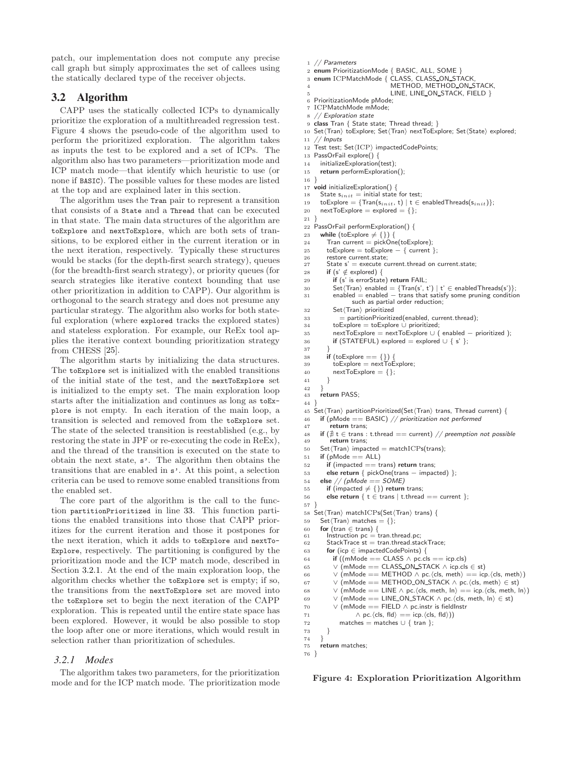patch, our implementation does not compute any precise call graph but simply approximates the set of callees using the statically declared type of the receiver objects.

## 3.2 Algorithm

CAPP uses the statically collected ICPs to dynamically prioritize the exploration of a multithreaded regression test. Figure 4 shows the pseudo-code of the algorithm used to perform the prioritized exploration. The algorithm takes as inputs the test to be explored and a set of ICPs. The algorithm also has two parameters—prioritization mode and ICP match mode—that identify which heuristic to use (or none if BASIC). The possible values for these modes are listed at the top and are explained later in this section.

The algorithm uses the Tran pair to represent a transition that consists of a State and a Thread that can be executed in that state. The main data structures of the algorithm are toExplore and nextToExplore, which are both sets of transitions, to be explored either in the current iteration or in the next iteration, respectively. Typically these structures would be stacks (for the depth-first search strategy), queues (for the breadth-first search strategy), or priority queues (for search strategies like iterative context bounding that use other prioritization in addition to CAPP). Our algorithm is orthogonal to the search strategy and does not presume any particular strategy. The algorithm also works for both stateful exploration (where explored tracks the explored states) and stateless exploration. For example, our ReEx tool applies the iterative context bounding prioritization strategy from CHESS [25].

The algorithm starts by initializing the data structures. The toExplore set is initialized with the enabled transitions of the initial state of the test, and the nextToExplore set is initialized to the empty set. The main exploration loop starts after the initialization and continues as long as toExplore is not empty. In each iteration of the main loop, a transition is selected and removed from the toExplore set. The state of the selected transition is reestablished (e.g., by restoring the state in JPF or re-executing the code in ReEx), and the thread of the transition is executed on the state to obtain the next state, s'. The algorithm then obtains the transitions that are enabled in s'. At this point, a selection criteria can be used to remove some enabled transitions from the enabled set.

The core part of the algorithm is the call to the function partitionPrioritized in line 33. This function partitions the enabled transitions into those that CAPP prioritizes for the current iteration and those it postpones for the next iteration, which it adds to toExplore and nextToExplore, respectively. The partitioning is configured by the prioritization mode and the ICP match mode, described in Section 3.2.1. At the end of the main exploration loop, the algorithm checks whether the toExplore set is empty; if so, the transitions from the nextToExplore set are moved into the toExplore set to begin the next iteration of the CAPP exploration. This is repeated until the entire state space has been explored. However, it would be also possible to stop the loop after one or more iterations, which would result in selection rather than prioritization of schedules.

### 3.2.1 Modes

The algorithm takes two parameters, for the prioritization mode and for the ICP match mode. The prioritization mode

```
1  // Parameters
2  enum PrioritizationMode { BASIC, ALL, SOME }
3  enum ICPMatchMode { CLASS, CLASS_ON_STACK,
4                      METHOD, METHOD_ON_STACK,
5                      LINE, LINE_ON_STACK, FIELD }
6  PrioritizationMode pMode;
7  ICPMatchMode mMode;
8  // Exploration state
9  class Tran { State state; Thread thread; }
10 Set⟨Tran⟩ toExplore; Set⟨Tran⟩ nextToExplore; Set⟨State⟩ explored;
11 // Inputs
12 Test test; Set⟨ICP⟩ impactedCodePoints;
13 PassOrFail explore() {
14   initializeExploration(test);
15   return performExploration();
16 }
17 void initializeExploration() {
18   State s_init = initial state for test;
19   toExplore = {Tran(s_init, t) | t ∈ enabledThreads(s_init)};
20   nextToExplore = explored = {};
21 }
22 PassOrFail performExploration() {
23   while (toExplore ≠ {}) {
24     Tran current = pickOne(toExplore);
25     toExplore = toExplore − { current };
26     restore current.state;
27     State s' = execute current.thread on current.state;
28     if (s' ∉ explored) {
29       if (s' is errorState) return FAIL;
30       Set⟨Tran⟩ enabled = {Tran(s', t') | t' ∈ enabledThreads(s')};
31       enabled = enabled − trans that satisfy some pruning condition
               such as partial order reduction;
32       Set⟨Tran⟩ prioritized
33         = partitionPrioritized(enabled, current.thread);
34       toExplore = toExplore ∪ prioritized;
35       nextToExplore = nextToExplore ∪ ( enabled − prioritized );
36       if (STATEFUL) explored = explored ∪ { s' };
37     }
38     if (toExplore == {}) {
39       toExplore = nextToExplore;
40       nextToExplore = {};
41     }
42   }
43   return PASS;
44 }
45 Set⟨Tran⟩ partitionPrioritized(Set⟨Tran⟩ trans, Thread current) {
46   if (pMode == BASIC) // prioritization not performed
47     return trans;
48   if (∄ t ∈ trans : t.thread == current) // preemption not possible
49     return trans;
50   Set⟨Tran⟩ impacted = matchICPs(trans);
51   if (pMode == ALL)
52     if (impacted == trans) return trans;
53     else return { pickOne(trans − impacted) };
54   else // (pMode == SOME)
55     if (impacted ≠ {}) return trans;
56     else return { t ∈ trans | t.thread == current };
57 }
58 Set⟨Tran⟩ matchICPs(Set⟨Tran⟩ trans) {
59   Set⟨Tran⟩ matches = {};
60   for (tran ∈ trans) {
61     Instruction pc = tran.thread.pc;
62     StackTrace st = tran.thread.stackTrace;
63     for (icp ∈ impactedCodePoints) {
64       if ((mMode == CLASS ∧ pc.cls == icp.cls)
65         ∨ (mMode == CLASS_ON_STACK ∧ icp.cls ∈ st)
66         ∨ (mMode == METHOD ∧ pc.⟨cls, meth⟩ == icp.⟨cls, meth⟩)
67         ∨ (mMode == METHOD_ON_STACK ∧ pc.⟨cls, meth⟩ ∈ st)
68         ∨ (mMode == LINE ∧ pc.⟨cls, meth, ln⟩ == icp.⟨cls, meth, ln⟩)
69         ∨ (mMode == LINE_ON_STACK ∧ pc.⟨cls, meth, ln⟩ ∈ st)
70         ∨ (mMode == FIELD ∧ pc.instr is fieldInstr
71                 ∧ pc.⟨cls, fld⟩ == icp.⟨cls, fld⟩))
72         matches = matches ∪ { tran };
73     }
74   }
75   return matches;
76 }
```

**Figure 4: Exploration Prioritization Algorithm**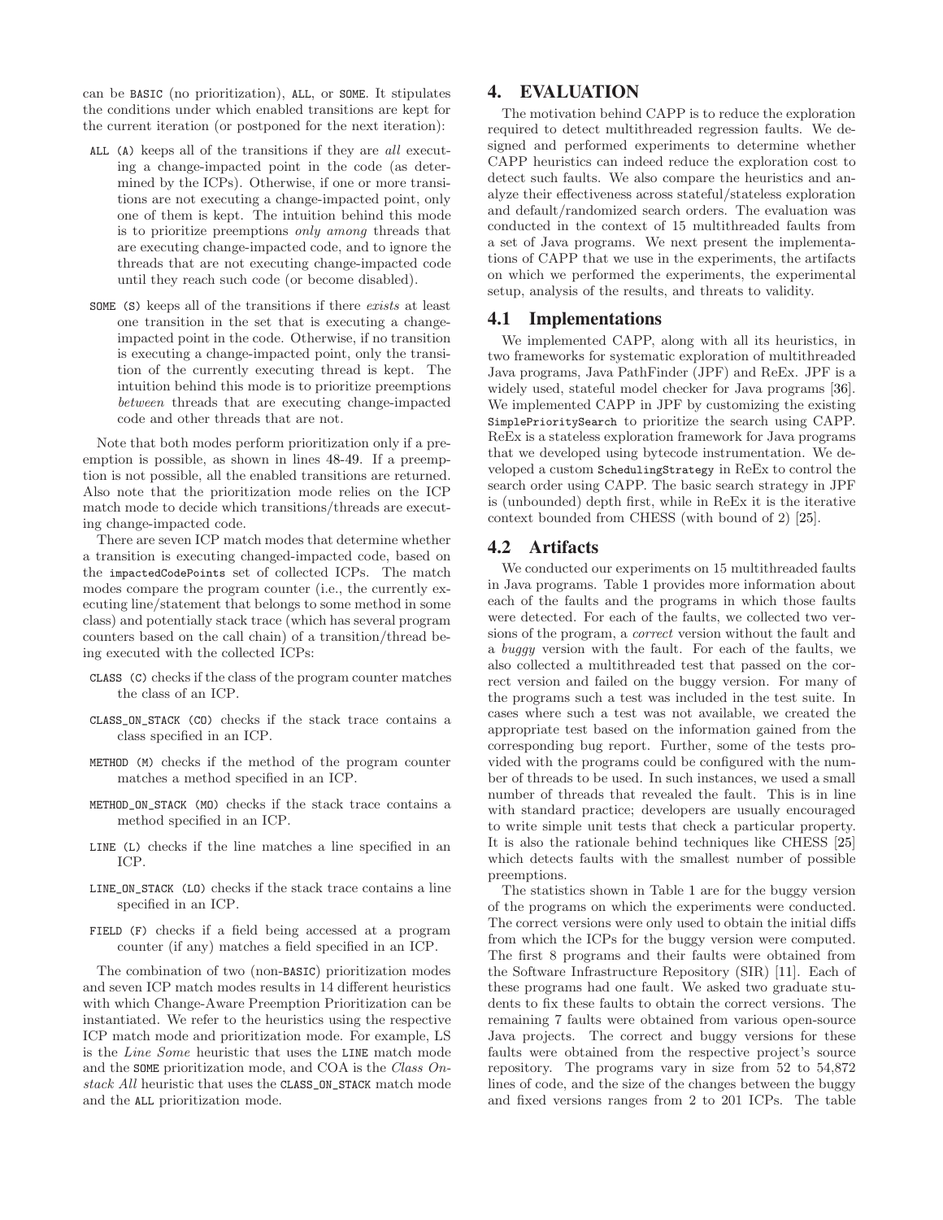can be BASIC (no prioritization), ALL, or SOME. It stipulates the conditions under which enabled transitions are kept for the current iteration (or postponed for the next iteration):

- ALL (A) keeps all of the transitions if they are *all* executing a change-impacted point in the code (as determined by the ICPs). Otherwise, if one or more transitions are not executing a change-impacted point, only one of them is kept. The intuition behind this mode is to prioritize preemptions *only among* threads that are executing change-impacted code, and to ignore the threads that are not executing change-impacted code until they reach such code (or become disabled).
- SOME (S) keeps all of the transitions if there *exists* at least one transition in the set that is executing a change-impacted point in the code. Otherwise, if no transition is executing a change-impacted point, only the transition of the currently executing thread is kept. The intuition behind this mode is to prioritize preemptions *between* threads that are executing change-impacted code and other threads that are not.

Note that both modes perform prioritization only if a preemption is possible, as shown in lines 48-49. If a preemption is not possible, all the enabled transitions are returned. Also note that the prioritization mode relies on the ICP match mode to decide which transitions/threads are executing change-impacted code.

There are seven ICP match modes that determine whether a transition is executing changed-impacted code, based on the impactedCodePoints set of collected ICPs. The match modes compare the program counter (i.e., the currently executing line/statement that belongs to some method in some class) and potentially stack trace (which has several program counters based on the call chain) of a transition/thread being executed with the collected ICPs:

- CLASS (C) checks if the class of the program counter matches the class of an ICP.
- CLASS_ON_STACK (CO) checks if the stack trace contains a class specified in an ICP.
- METHOD (M) checks if the method of the program counter matches a method specified in an ICP.
- METHOD_ON_STACK (MO) checks if the stack trace contains a method specified in an ICP.
- LINE (L) checks if the line matches a line specified in an ICP.
- LINE_ON_STACK (LO) checks if the stack trace contains a line specified in an ICP.
- FIELD (F) checks if a field being accessed at a program counter (if any) matches a field specified in an ICP.

The combination of two (non-BASIC) prioritization modes and seven ICP match modes results in 14 different heuristics with which Change-Aware Preemption Prioritization can be instantiated. We refer to the heuristics using the respective ICP match mode and prioritization mode. For example, LS is the *Line Some* heuristic that uses the LINE match mode and the SOME prioritization mode, and COA is the *Class Onstack All* heuristic that uses the CLASS_ON_STACK match mode and the ALL prioritization mode.

# 4. EVALUATION

The motivation behind CAPP is to reduce the exploration required to detect multithreaded regression faults. We designed and performed experiments to determine whether CAPP heuristics can indeed reduce the exploration cost to detect such faults. We also compare the heuristics and analyze their effectiveness across stateful/stateless exploration and default/randomized search orders. The evaluation was conducted in the context of 15 multithreaded faults from a set of Java programs. We next present the implementations of CAPP that we use in the experiments, the artifacts on which we performed the experiments, the experimental setup, analysis of the results, and threats to validity.

## 4.1 Implementations

We implemented CAPP, along with all its heuristics, in two frameworks for systematic exploration of multithreaded Java programs, Java PathFinder (JPF) and ReEx. JPF is a widely used, stateful model checker for Java programs [36]. We implemented CAPP in JPF by customizing the existing SimplePrioritySearch to prioritize the search using CAPP. ReEx is a stateless exploration framework for Java programs that we developed using bytecode instrumentation. We developed a custom SchedulingStrategy in ReEx to control the search order using CAPP. The basic search strategy in JPF is (unbounded) depth first, while in ReEx it is the iterative context bounded from CHESS (with bound of 2) [25].

## 4.2 Artifacts

We conducted our experiments on 15 multithreaded faults in Java programs. Table 1 provides more information about each of the faults and the programs in which those faults were detected. For each of the faults, we collected two versions of the program, a *correct* version without the fault and a *buggy* version with the fault. For each of the faults, we also collected a multithreaded test that passed on the correct version and failed on the buggy version. For many of the programs such a test was included in the test suite. In cases where such a test was not available, we created the appropriate test based on the information gained from the corresponding bug report. Further, some of the tests provided with the programs could be configured with the number of threads to be used. In such instances, we used a small number of threads that revealed the fault. This is in line with standard practice; developers are usually encouraged to write simple unit tests that check a particular property. It is also the rationale behind techniques like CHESS [25] which detects faults with the smallest number of possible preemptions.

The statistics shown in Table 1 are for the buggy version of the programs on which the experiments were conducted. The correct versions were only used to obtain the initial diffs from which the ICPs for the buggy version were computed. The first 8 programs and their faults were obtained from the Software Infrastructure Repository (SIR) [11]. Each of these programs had one fault. We asked two graduate students to fix these faults to obtain the correct versions. The remaining 7 faults were obtained from various open-source Java projects. The correct and buggy versions for these faults were obtained from the respective project's source repository. The programs vary in size from 52 to 54,872 lines of code, and the size of the changes between the buggy and fixed versions ranges from 2 to 201 ICPs. The table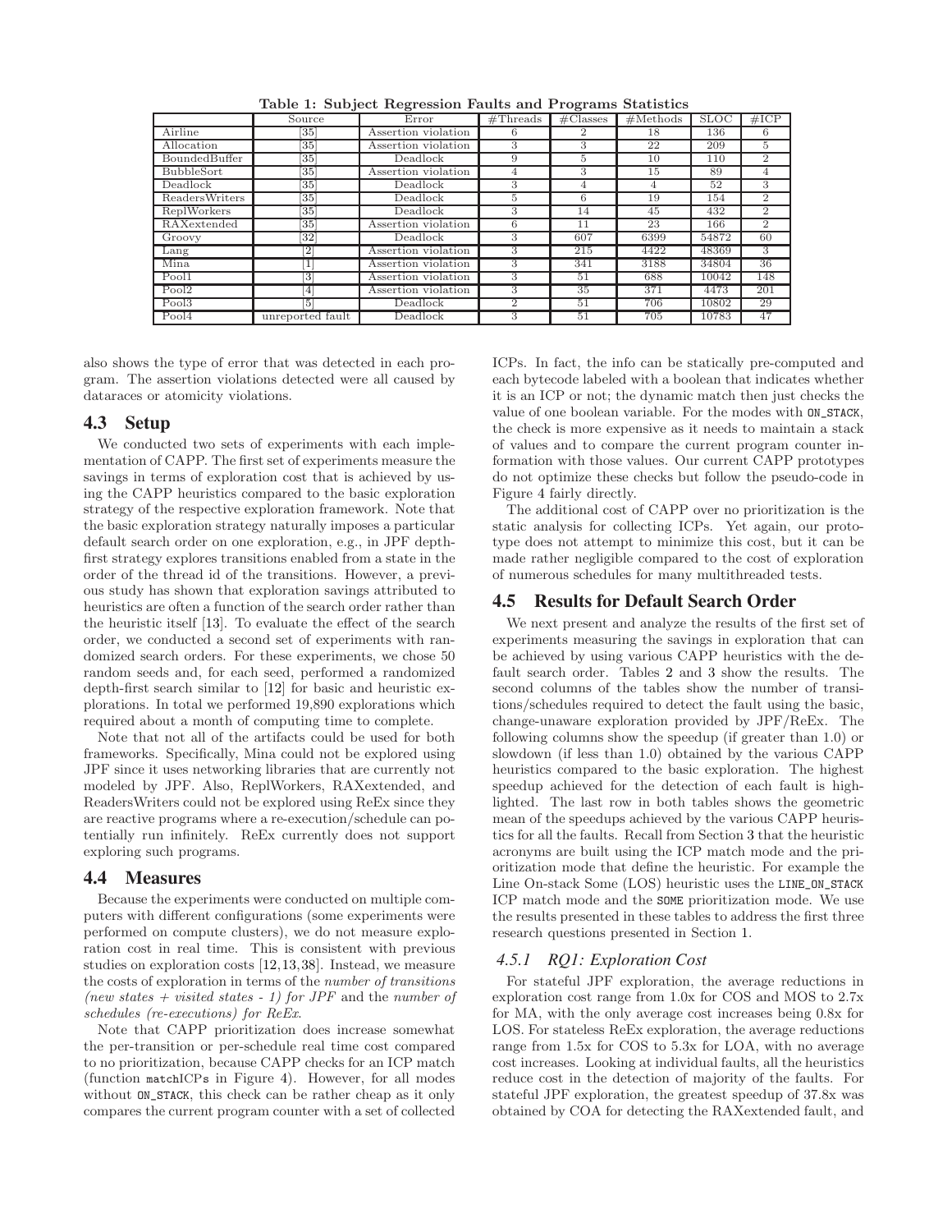**Table 1: Subject Regression Faults and Programs Statistics**

| | Source | Error | #Threads | #Classes | #Methods | SLOC | #ICP |
|---|---|---|---|---|---|---|---|
| Airline | [35] | Assertion violation | 6 | 2 | 18 | 136 | 6 |
| Allocation | [35] | Assertion violation | 3 | 3 | 22 | 209 | 5 |
| BoundedBuffer | [35] | Deadlock | 9 | 5 | 10 | 110 | 2 |
| BubbleSort | [35] | Assertion violation | 4 | 3 | 15 | 89 | 4 |
| Deadlock | [35] | Deadlock | 3 | 4 | 4 | 52 | 3 |
| ReadersWriters | [35] | Deadlock | 5 | 6 | 19 | 154 | 2 |
| ReplWorkers | [35] | Deadlock | 3 | 14 | 45 | 432 | 2 |
| RAXextended | [35] | Assertion violation | 6 | 11 | 23 | 166 | 2 |
| Groovy | [32] | Deadlock | 3 | 607 | 6399 | 54872 | 60 |
| Lang | [2] | Assertion violation | 3 | 215 | 4422 | 48369 | 3 |
| Mina | [1] | Assertion violation | 3 | 341 | 3188 | 34804 | 36 |
| Pool1 | [3] | Assertion violation | 3 | 51 | 688 | 10042 | 148 |
| Pool2 | [4] | Assertion violation | 3 | 35 | 371 | 4473 | 201 |
| Pool3 | [5] | Deadlock | 2 | 51 | 706 | 10802 | 29 |
| Pool4 | unreported fault | Deadlock | 3 | 51 | 705 | 10783 | 47 |

also shows the type of error that was detected in each program. The assertion violations detected were all caused by dataraces or atomicity violations.

## 4.3 Setup

We conducted two sets of experiments with each implementation of CAPP. The first set of experiments measure the savings in terms of exploration cost that is achieved by using the CAPP heuristics compared to the basic exploration strategy of the respective exploration framework. Note that the basic exploration strategy naturally imposes a particular default search order on one exploration, e.g., in JPF depth-first strategy explores transitions enabled from a state in the order of the thread id of the transitions. However, a previous study has shown that exploration savings attributed to heuristics are often a function of the search order rather than the heuristic itself [13]. To evaluate the effect of the search order, we conducted a second set of experiments with randomized search orders. For these experiments, we chose 50 random seeds and, for each seed, performed a randomized depth-first search similar to [12] for basic and heuristic explorations. In total we performed 19,890 explorations which required about a month of computing time to complete.

Note that not all of the artifacts could be used for both frameworks. Specifically, Mina could not be explored using JPF since it uses networking libraries that are currently not modeled by JPF. Also, ReplWorkers, RAXextended, and ReadersWriters could not be explored using ReEx since they are reactive programs where a re-execution/schedule can potentially run infinitely. ReEx currently does not support exploring such programs.

## 4.4 Measures

Because the experiments were conducted on multiple computers with different configurations (some experiments were performed on compute clusters), we do not measure exploration cost in real time. This is consistent with previous studies on exploration costs [12,13,38]. Instead, we measure the costs of exploration in terms of the *number of transitions (new states + visited states - 1) for JPF* and the *number of schedules (re-executions) for ReEx*.

Note that CAPP prioritization does increase somewhat the per-transition or per-schedule real time cost compared to no prioritization, because CAPP checks for an ICP match (function `matchICPs` in Figure 4). However, for all modes without `ON_STACK`, this check can be rather cheap as it only compares the current program counter with a set of collected ICPs. In fact, the info can be statically pre-computed and each bytecode labeled with a boolean that indicates whether it is an ICP or not; the dynamic match then just checks the value of one boolean variable. For the modes with `ON_STACK`, the check is more expensive as it needs to maintain a stack of values and to compare the current program counter information with those values. Our current CAPP prototypes do not optimize these checks but follow the pseudo-code in Figure 4 fairly directly.

The additional cost of CAPP over no prioritization is the static analysis for collecting ICPs. Yet again, our prototype does not attempt to minimize this cost, but it can be made rather negligible compared to the cost of exploration of numerous schedules for many multithreaded tests.

## 4.5 Results for Default Search Order

We next present and analyze the results of the first set of experiments measuring the savings in exploration that can be achieved by using various CAPP heuristics with the default search order. Tables 2 and 3 show the results. The second columns of the tables show the number of transitions/schedules required to detect the fault using the basic, change-unaware exploration provided by JPF/ReEx. The following columns show the speedup (if greater than 1.0) or slowdown (if less than 1.0) obtained by the various CAPP heuristics compared to the basic exploration. The highest speedup achieved for the detection of each fault is highlighted. The last row in both tables shows the geometric mean of the speedups achieved by the various CAPP heuristics for all the faults. Recall from Section 3 that the heuristic acronyms are built using the ICP match mode and the prioritization mode that define the heuristic. For example the Line On-stack Some (LOS) heuristic uses the `LINE_ON_STACK` ICP match mode and the `SOME` prioritization mode. We use the results presented in these tables to address the first three research questions presented in Section 1.

### 4.5.1 RQ1: Exploration Cost

For stateful JPF exploration, the average reductions in exploration cost range from 1.0x for COS and MOS to 2.7x for MA, with the only average cost increases being 0.8x for LOS. For stateless ReEx exploration, the average reductions range from 1.5x for COS to 5.3x for LOA, with no average cost increases. Looking at individual faults, all the heuristics reduce cost in the detection of majority of the faults. For stateful JPF exploration, the greatest speedup of 37.8x was obtained by COA for detecting the RAXextended fault, and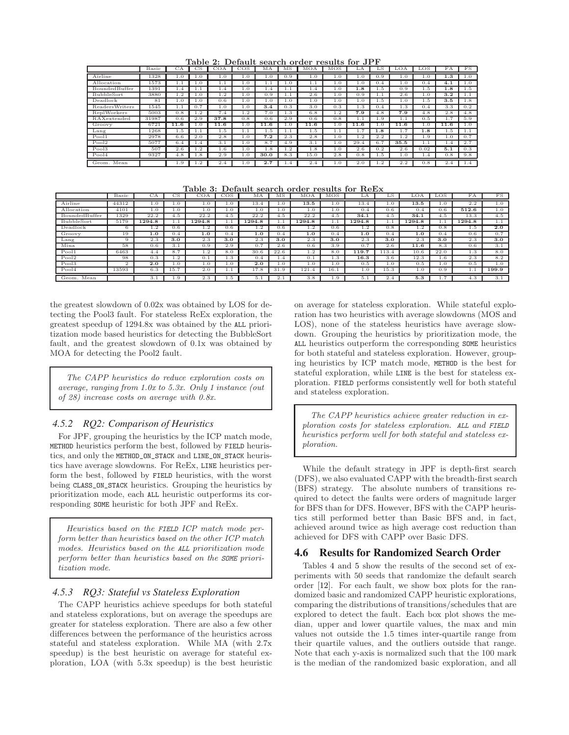**Table 2: Default search order results for JPF**

| | Basic | CA | CS | COA | COS | MA | MS | MOA | MOS | LA | LS | LOA | LOS | FA | FS |
|---|---|---|---|---|---|---|---|---|---|---|---|---|---|---|---|
| Airline | 1328 | 1.0 | 1.0 | 1.0 | 1.0 | 1.0 | 0.9 | 1.0 | 1.0 | 1.0 | 0.9 | 1.0 | 1.0 | **1.3** | 1.0 |
| Allocation | 1573 | 1.1 | 1.0 | 1.1 | 1.0 | 1.1 | 1.0 | 1.1 | 1.0 | 1.0 | 0.4 | 1.0 | 0.4 | **4.1** | 1.0 |
| BoundedBuffer | 1391 | 1.4 | 1.1 | 1.4 | 1.0 | 1.4 | 1.1 | 1.4 | 1.0 | **1.8** | 1.5 | 0.9 | 1.5 | **1.8** | 1.5 |
| BubbleSort | 3880 | 1.2 | 1.0 | 1.2 | 1.0 | 0.9 | 1.1 | 2.6 | 1.0 | 0.9 | 1.1 | 2.6 | 1.0 | **3.2** | 1.1 |
| Deadlock | 81 | 1.0 | 1.0 | 0.6 | 1.0 | 1.0 | 1.0 | 1.0 | 1.0 | 1.0 | 1.5 | 1.0 | 1.5 | **3.5** | 1.8 |
| ReadersWriters | 1545 | 1.1 | 0.7 | 1.0 | 1.0 | **3.4** | 0.3 | 3.0 | 0.3 | 1.3 | 0.4 | 1.3 | 0.4 | 3.3 | 0.2 |
| ReplWorkers | 5003 | 0.8 | 1.2 | 7.4 | 1.2 | 7.0 | 1.3 | 6.8 | 1.2 | **7.9** | 4.8 | **7.9** | 4.8 | 2.8 | 4.8 |
| RAXextended | 31987 | 0.6 | 2.9 | **37.8** | 0.8 | 0.6 | 2.9 | 0.6 | 0.8 | 1.1 | 1.9 | 1.1 | 0.5 | 1.7 | 5.9 |
| Groovy | 6721 | **11.6** | 1.0 | **11.6** | 1.0 | **11.6** | 1.0 | **11.6** | 1.0 | **11.6** | 1.0 | **11.6** | 1.0 | **11.6** | 1.0 |
| Lang | 1268 | 1.5 | 1.1 | 1.5 | 1.1 | 1.5 | 1.1 | 1.5 | 1.1 | 1.7 | **1.8** | 1.7 | **1.8** | 1.5 | 1.1 |
| Pool1 | 2978 | 6.6 | 2.0 | 2.8 | 1.0 | **7.2** | 2.3 | 2.8 | 1.0 | 1.2 | 2.2 | 1.2 | 1.9 | 1.0 | 0.7 |
| Pool2 | 5077 | 6.4 | 1.4 | 3.1 | 1.0 | 8.7 | 4.9 | 3.1 | 1.0 | 29.4 | 6.7 | **35.5** | 1.1 | 1.4 | 2.7 |
| Pool3 | 507 | 2.6 | 1.2 | 1.6 | 1.0 | 1.8 | 1.2 | 1.8 | 1.0 | 2.6 | 0.2 | 2.6 | 0.02 | **5.1** | 0.3 |
| Pool4 | 9327 | 4.8 | 1.8 | 2.9 | 1.0 | **30.0** | 8.3 | 15.0 | 2.8 | 0.8 | 1.5 | 1.0 | 1.4 | 0.8 | 9.8 |
| Geom. Mean | | 1.9 | 1.2 | 2.4 | 1.0 | **2.7** | 1.4 | 2.4 | 1.0 | 2.0 | 1.2 | 2.2 | 0.8 | 2.4 | 1.4 |

**Table 3: Default search order results for ReEx**

| | Basic | CA | CS | COA | COS | MA | MS | MOA | MOS | LA | LS | LOA | LOS | FA | FS |
|---|---|---|---|---|---|---|---|---|---|---|---|---|---|---|---|
| Airline | 44312 | 1.0 | 1.0 | 1.0 | 1.0 | 13.4 | 1.0 | **13.5** | 1.0 | 13.4 | 1.0 | **13.5** | 1.0 | 2.2 | 1.0 |
| Allocation | 4101 | 1.0 | 1.0 | 1.0 | 1.0 | 1.0 | 1.0 | 1.0 | 1.0 | 0.4 | 0.6 | 0.4 | 0.6 | **512.6** | 1.0 |
| BoundedBuffer | 1329 | 22.2 | 4.5 | 22.2 | 4.5 | 22.2 | 4.5 | 22.2 | 4.5 | **34.1** | 4.5 | **34.1** | 4.5 | 13.3 | 4.5 |
| BubbleSort | 5179 | **1294.8** | 1.1 | **1294.8** | 1.1 | **1294.8** | 1.1 | **1294.8** | 1.1 | **1294.8** | 1.1 | **1294.8** | 1.1 | **1294.8** | 1.1 |
| Deadlock | 6 | 1.2 | 0.6 | 1.2 | 0.6 | 1.2 | 0.6 | 1.2 | 0.6 | 1.2 | 0.8 | 1.2 | 0.8 | 1.5 | **2.0** |
| Groovy | 19 | **1.0** | 0.4 | **1.0** | 0.4 | **1.0** | 0.4 | **1.0** | 0.4 | **1.0** | 0.4 | **1.0** | 0.4 | 0.6 | 0.7 |
| Lang | 9 | 2.3 | **3.0** | 2.3 | **3.0** | 2.3 | **3.0** | 2.3 | **3.0** | 2.3 | **3.0** | 2.3 | **3.0** | 2.3 | **3.0** |
| Mina | 58 | 0.6 | 3.1 | 0.9 | 2.9 | 0.7 | 2.6 | 0.6 | 3.9 | 0.7 | 2.6 | **11.6** | 8.3 | 0.6 | 3.1 |
| Pool1 | 6463 | 4.4 | 8.7 | 1.2 | 8.0 | 30.6 | 22.6 | 1.2 | 8.0 | **119.7** | 113.4 | 10.6 | 22.0 | 1.3 | 8.0 |
| Pool2 | 98 | 0.3 | 1.2 | 0.1 | 1.3 | 0.4 | 1.4 | 0.1 | 1.3 | **16.3** | 3.6 | 12.3 | 1.6 | 2.3 | 8.2 |
| Pool3 | 2 | **2.0** | 1.0 | 1.0 | 1.0 | **2.0** | 1.0 | 1.0 | 1.0 | 0.5 | 1.0 | 0.5 | 1.0 | 0.5 | 1.0 |
| Pool4 | 13593 | 6.3 | 15.7 | 2.0 | 1.1 | 17.8 | 31.9 | 121.4 | 16.1 | 1.0 | 15.3 | 1.0 | 0.9 | 1.1 | **199.9** |
| Geom. Mean | | 3.1 | 1.9 | 2.3 | 1.5 | 5.1 | 2.1 | 3.8 | 1.9 | 5.1 | 2.4 | **5.3** | 1.7 | 4.3 | 3.1 |

the greatest slowdown of 0.02x was obtained by LOS for detecting the Pool3 fault. For stateless ReEx exploration, the greatest speedup of 1294.8x was obtained by the ALL prioritization mode based heuristics for detecting the BubbleSort fault, and the greatest slowdown of 0.1x was obtained by MOA for detecting the Pool2 fault.

> *The CAPP heuristics do reduce exploration costs on average, ranging from 1.0x to 5.3x. Only 1 instance (out of 28) increase costs on average with 0.8x.*

### 4.5.2 RQ2: Comparison of Heuristics

For JPF, grouping the heuristics by the ICP match mode, METHOD heuristics perform the best, followed by FIELD heuristics, and only the METHOD_ON_STACK and LINE_ON_STACK heuristics have average slowdowns. For ReEx, LINE heuristics perform the best, followed by FIELD heuristics, with the worst being CLASS_ON_STACK heuristics. Grouping the heuristics by prioritization mode, each ALL heuristic outperforms its corresponding SOME heuristic for both JPF and ReEx.

> *Heuristics based on the FIELD ICP match mode perform better than heuristics based on the other ICP match modes. Heuristics based on the ALL prioritization mode perform better than heuristics based on the SOME prioritization mode.*

### 4.5.3 RQ3: Stateful vs Stateless Exploration

The CAPP heuristics achieve speedups for both stateful and stateless explorations, but on average the speedups are greater for stateless exploration. There are also a few other differences between the performance of the heuristics across stateful and stateless exploration. While MA (with 2.7x speedup) is the best heuristic on average for stateful exploration, LOA (with 5.3x speedup) is the best heuristic on average for stateless exploration. While stateful exploration has two heuristics with average slowdowns (MOS and LOS), none of the stateless heuristics have average slowdown. Grouping the heuristics by prioritization mode, the ALL heuristics outperform the corresponding SOME heuristics for both stateful and stateless exploration. However, grouping heuristics by ICP match mode, METHOD is the best for stateful exploration, while LINE is the best for stateless exploration. FIELD performs consistently well for both stateful and stateless exploration.

> *The CAPP heuristics achieve greater reduction in exploration costs for stateless exploration. ALL and FIELD heuristics perform well for both stateful and stateless exploration.*

While the default strategy in JPF is depth-first search (DFS), we also evaluated CAPP with the breadth-first search (BFS) strategy. The absolute numbers of transitions required to detect the faults were orders of magnitude larger for BFS than for DFS. However, BFS with the CAPP heuristics still performed better than Basic BFS and, in fact, achieved around twice as high average cost reduction than achieved for DFS with CAPP over Basic DFS.

## 4.6 Results for Randomized Search Order

Tables 4 and 5 show the results of the second set of experiments with 50 seeds that randomize the default search order [12]. For each fault, we show box plots for the randomized basic and randomized CAPP heuristic explorations, comparing the distributions of transitions/schedules that are explored to detect the fault. Each box plot shows the median, upper and lower quartile values, the max and min values not outside the 1.5 times inter-quartile range from their quartile values, and the outliers outside that range. Note that each y-axis is normalized such that the 100 mark is the median of the randomized basic exploration, and all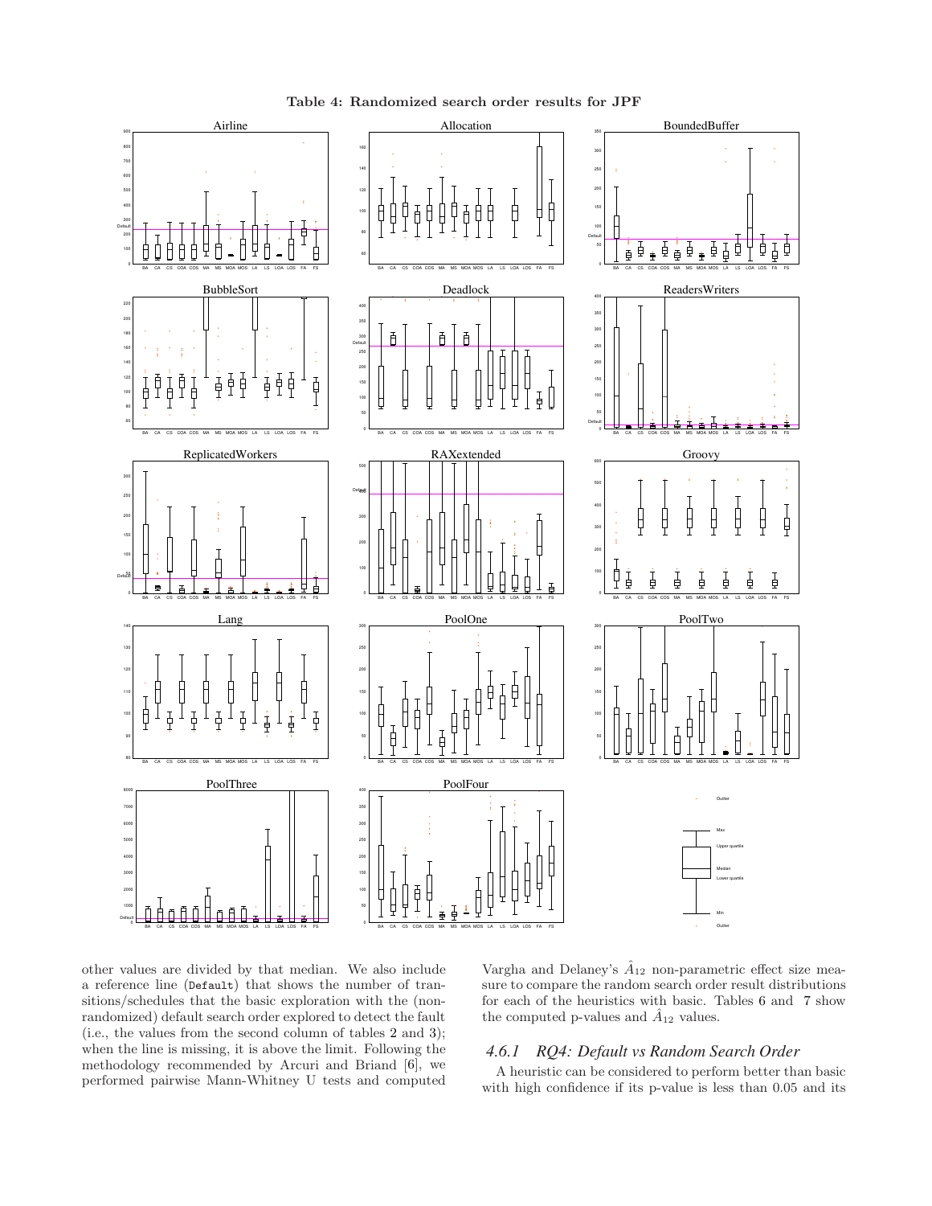**Table 4: Randomized search order results for JPF**

other values are divided by that median. We also include a reference line (`Default`) that shows the number of transitions/schedules that the basic exploration with the (non-randomized) default search order explored to detect the fault (i.e., the values from the second column of tables 2 and 3); when the line is missing, it is above the limit. Following the methodology recommended by Arcuri and Briand [6], we performed pairwise Mann-Whitney U tests and computed Vargha and Delaney's $\hat{A}_{12}$ non-parametric effect size measure to compare the random search order result distributions for each of the heuristics with basic. Tables 6 and 7 show the computed p-values and $\hat{A}_{12}$ values.

### 4.6.1 RQ4: Default vs Random Search Order

A heuristic can be considered to perform better than basic with high confidence if its p-value is less than 0.05 and its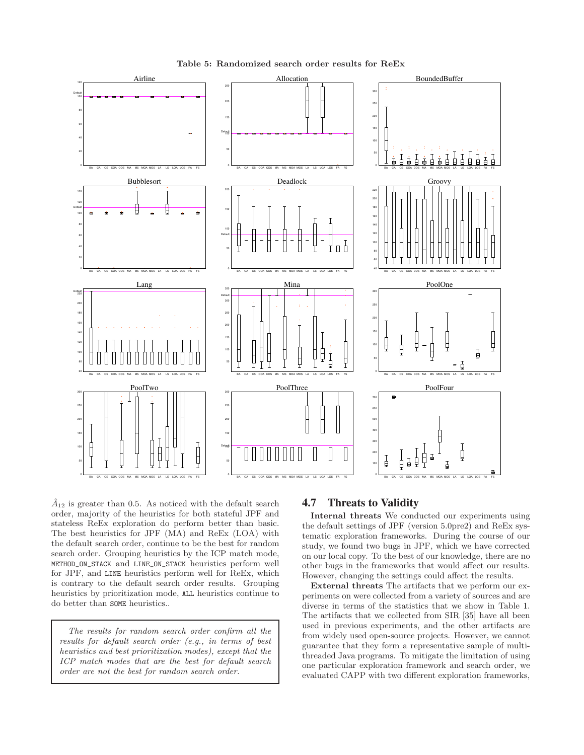**Table 5: Randomized search order results for ReEx**

$\hat{A}_{12}$ is greater than 0.5. As noticed with the default search order, majority of the heuristics for both stateful JPF and stateless ReEx exploration do perform better than basic. The best heuristics for JPF (MA) and ReEx (LOA) with the default search order, continue to be the best for random search order. Grouping heuristics by the ICP match mode, METHOD_ON_STACK and LINE_ON_STACK heuristics perform well for JPF, and LINE heuristics perform well for ReEx, which is contrary to the default search order results. Grouping heuristics by prioritization mode, ALL heuristics continue to do better than SOME heuristics..

> *The results for random search order confirm all the results for default search order (e.g., in terms of best heuristics and best prioritization modes), except that the ICP match modes that are the best for default search order are not the best for random search order.*

## 4.7 Threats to Validity

**Internal threats** We conducted our experiments using the default settings of JPF (version 5.0pre2) and ReEx systematic exploration frameworks. During the course of our study, we found two bugs in JPF, which we have corrected on our local copy. To the best of our knowledge, there are no other bugs in the frameworks that would affect our results. However, changing the settings could affect the results.

**External threats** The artifacts that we perform our experiments on were collected from a variety of sources and are diverse in terms of the statistics that we show in Table 1. The artifacts that we collected from SIR [35] have all been used in previous experiments, and the other artifacts are from widely used open-source projects. However, we cannot guarantee that they form a representative sample of multi-threaded Java programs. To mitigate the limitation of using one particular exploration framework and search order, we evaluated CAPP with two different exploration frameworks,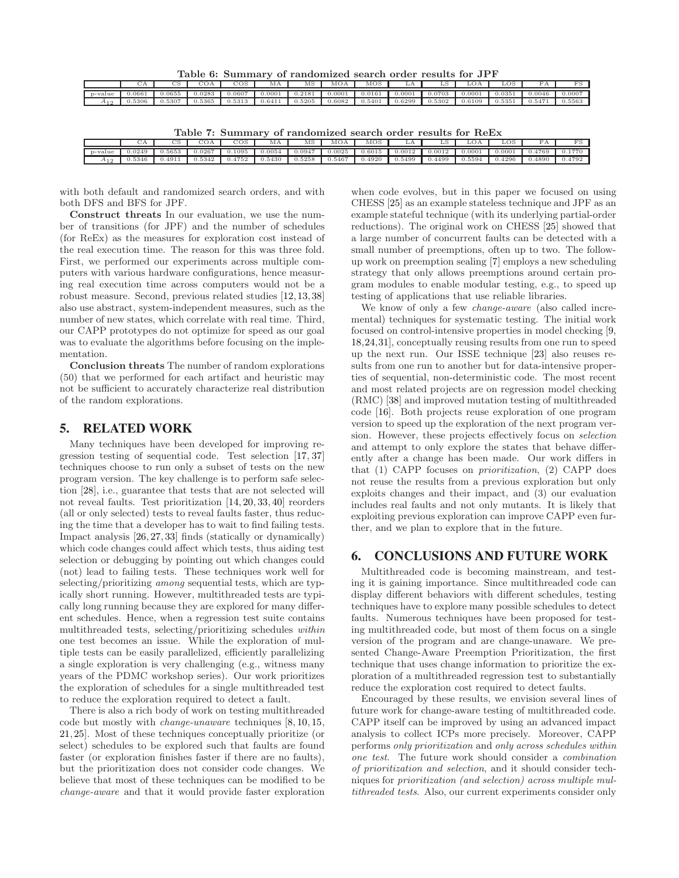**Table 6: Summary of randomized search order results for JPF**

| | CA | CS | COA | COS | MA | MS | MOA | MOS | LA | LS | LOA | LOS | FA | FS |
|---|---|---|---|---|---|---|---|---|---|---|---|---|---|---|
| p-value | 0.0661 | 0.0655 | 0.0283 | 0.0607 | 0.0001 | 0.2181 | 0.0001 | 0.0161 | 0.0001 | 0.0703 | 0.0001 | 0.0351 | 0.0046 | 0.0007 |
| $\hat{A}_{12}$ | 0.5306 | 0.5307 | 0.5365 | 0.5313 | 0.6411 | 0.5205 | 0.6082 | 0.5401 | 0.6299 | 0.5302 | 0.6109 | 0.5351 | 0.5471 | 0.5563 |

**Table 7: Summary of randomized search order results for ReEx**

| | CA | CS | COA | COS | MA | MS | MOA | MOS | LA | LS | LOA | LOS | FA | FS |
|---|---|---|---|---|---|---|---|---|---|---|---|---|---|---|
| p-value | 0.0249 | 0.5653 | 0.0267 | 0.1095 | 0.0054 | 0.0947 | 0.0025 | 0.6015 | 0.0012 | 0.0012 | 0.0001 | 0.0001 | 0.4769 | 0.1770 |
| $\hat{A}_{12}$ | 0.5346 | 0.4911 | 0.5342 | 0.4752 | 0.5430 | 0.5258 | 0.5467 | 0.4920 | 0.5499 | 0.4499 | 0.5594 | 0.4296 | 0.4890 | 0.4792 |

with both default and randomized search orders, and with both DFS and BFS for JPF.

**Construct threats** In our evaluation, we use the number of transitions (for JPF) and the number of schedules (for ReEx) as the measures for exploration cost instead of the real execution time. The reason for this was three fold. First, we performed our experiments across multiple computers with various hardware configurations, hence measuring real execution time across computers would not be a robust measure. Second, previous related studies [12,13,38] also use abstract, system-independent measures, such as the number of new states, which correlate with real time. Third, our CAPP prototypes do not optimize for speed as our goal was to evaluate the algorithms before focusing on the implementation.

**Conclusion threats** The number of random explorations (50) that we performed for each artifact and heuristic may not be sufficient to accurately characterize real distribution of the random explorations.

## 5. RELATED WORK

Many techniques have been developed for improving regression testing of sequential code. Test selection [17, 37] techniques choose to run only a subset of tests on the new program version. The key challenge is to perform safe selection [28], i.e., guarantee that tests that are not selected will not reveal faults. Test prioritization [14, 20, 33, 40] reorders (all or only selected) tests to reveal faults faster, thus reducing the time that a developer has to wait to find failing tests. Impact analysis [26, 27, 33] finds (statically or dynamically) which code changes could affect which tests, thus aiding test selection or debugging by pointing out which changes could (not) lead to failing tests. These techniques work well for selecting/prioritizing *among* sequential tests, which are typically short running. However, multithreaded tests are typically long running because they are explored for many different schedules. Hence, when a regression test suite contains multithreaded tests, selecting/prioritizing schedules *within* one test becomes an issue. While the exploration of multiple tests can be easily parallelized, efficiently parallelizing a single exploration is very challenging (e.g., witness many years of the PDMC workshop series). Our work prioritizes the exploration of schedules for a single multithreaded test to reduce the exploration required to detect a fault.

There is also a rich body of work on testing multithreaded code but mostly with *change-unaware* techniques [8, 10, 15, 21, 25]. Most of these techniques conceptually prioritize (or select) schedules to be explored such that faults are found faster (or exploration finishes faster if there are no faults), but the prioritization does not consider code changes. We believe that most of these techniques can be modified to be *change-aware* and that it would provide faster exploration when code evolves, but in this paper we focused on using CHESS [25] as an example stateless technique and JPF as an example stateful technique (with its underlying partial-order reductions). The original work on CHESS [25] showed that a large number of concurrent faults can be detected with a small number of preemptions, often up to two. The follow-up work on preemption sealing [7] employs a new scheduling strategy that only allows preemptions around certain program modules to enable modular testing, e.g., to speed up testing of applications that use reliable libraries.

We know of only a few *change-aware* (also called incremental) techniques for systematic testing. The initial work focused on control-intensive properties in model checking [9, 18,24,31], conceptually reusing results from one run to speed up the next run. Our ISSE technique [23] also reuses results from one run to another but for data-intensive properties of sequential, non-deterministic code. The most recent and most related projects are on regression model checking (RMC) [38] and improved mutation testing of multithreaded code [16]. Both projects reuse exploration of one program version to speed up the exploration of the next program version. However, these projects effectively focus on *selection* and attempt to only explore the states that behave differently after a change has been made. Our work differs in that (1) CAPP focuses on *prioritization*, (2) CAPP does not reuse the results from a previous exploration but only exploits changes and their impact, and (3) our evaluation includes real faults and not only mutants. It is likely that exploiting previous exploration can improve CAPP even further, and we plan to explore that in the future.

## 6. CONCLUSIONS AND FUTURE WORK

Multithreaded code is becoming mainstream, and testing it is gaining importance. Since multithreaded code can display different behaviors with different schedules, testing techniques have to explore many possible schedules to detect faults. Numerous techniques have been proposed for testing multithreaded code, but most of them focus on a single version of the program and are change-unaware. We presented Change-Aware Preemption Prioritization, the first technique that uses change information to prioritize the exploration of a multithreaded regression test to substantially reduce the exploration cost required to detect faults.

Encouraged by these results, we envision several lines of future work for change-aware testing of multithreaded code. CAPP itself can be improved by using an advanced impact analysis to collect ICPs more precisely. Moreover, CAPP performs *only prioritization* and *only across schedules within one test*. The future work should consider a *combination of prioritization and selection*, and it should consider techniques for *prioritization (and selection) across multiple multithreaded tests*. Also, our current experiments consider only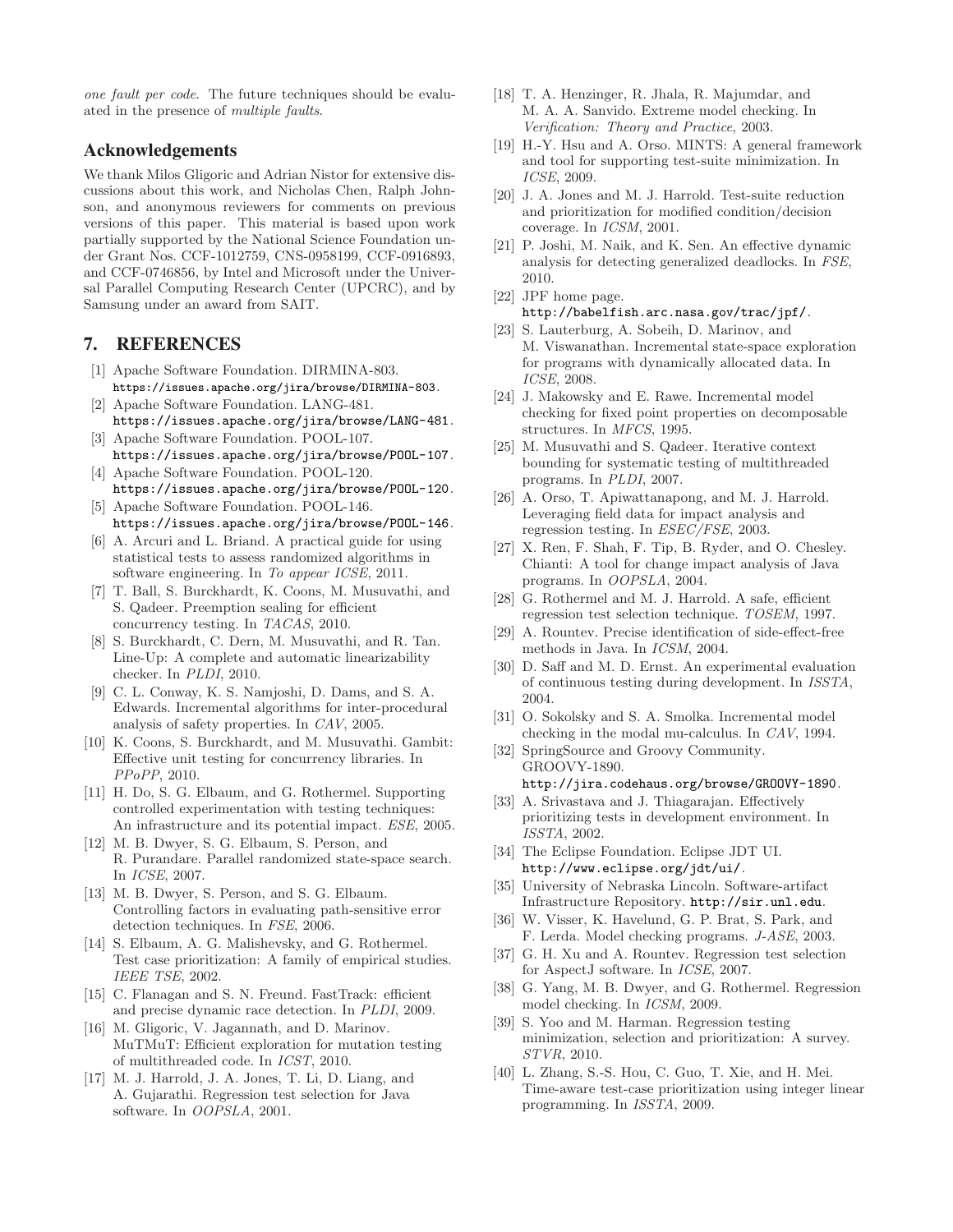*one fault per code*. The future techniques should be evaluated in the presence of *multiple faults*.

## Acknowledgements

We thank Milos Gligoric and Adrian Nistor for extensive discussions about this work, and Nicholas Chen, Ralph Johnson, and anonymous reviewers for comments on previous versions of this paper. This material is based upon work partially supported by the National Science Foundation under Grant Nos. CCF-1012759, CNS-0958199, CCF-0916893, and CCF-0746856, by Intel and Microsoft under the Universal Parallel Computing Research Center (UPCRC), and by Samsung under an award from SAIT.

## 7. REFERENCES

[1] Apache Software Foundation. DIRMINA-803. https://issues.apache.org/jira/browse/DIRMINA-803.

[2] Apache Software Foundation. LANG-481. https://issues.apache.org/jira/browse/LANG-481.

[3] Apache Software Foundation. POOL-107. https://issues.apache.org/jira/browse/POOL-107.

[4] Apache Software Foundation. POOL-120. https://issues.apache.org/jira/browse/POOL-120.

[5] Apache Software Foundation. POOL-146. https://issues.apache.org/jira/browse/POOL-146.

[6] A. Arcuri and L. Briand. A practical guide for using statistical tests to assess randomized algorithms in software engineering. In *To appear ICSE*, 2011.

[7] T. Ball, S. Burckhardt, K. Coons, M. Musuvathi, and S. Qadeer. Preemption sealing for efficient concurrency testing. In *TACAS*, 2010.

[8] S. Burckhardt, C. Dern, M. Musuvathi, and R. Tan. Line-Up: A complete and automatic linearizability checker. In *PLDI*, 2010.

[9] C. L. Conway, K. S. Namjoshi, D. Dams, and S. A. Edwards. Incremental algorithms for inter-procedural analysis of safety properties. In *CAV*, 2005.

[10] K. Coons, S. Burckhardt, and M. Musuvathi. Gambit: Effective unit testing for concurrency libraries. In *PPoPP*, 2010.

[11] H. Do, S. G. Elbaum, and G. Rothermel. Supporting controlled experimentation with testing techniques: An infrastructure and its potential impact. *ESE*, 2005.

[12] M. B. Dwyer, S. G. Elbaum, S. Person, and R. Purandare. Parallel randomized state-space search. In *ICSE*, 2007.

[13] M. B. Dwyer, S. Person, and S. G. Elbaum. Controlling factors in evaluating path-sensitive error detection techniques. In *FSE*, 2006.

[14] S. Elbaum, A. G. Malishevsky, and G. Rothermel. Test case prioritization: A family of empirical studies. *IEEE TSE*, 2002.

[15] C. Flanagan and S. N. Freund. FastTrack: efficient and precise dynamic race detection. In *PLDI*, 2009.

[16] M. Gligoric, V. Jagannath, and D. Marinov. MuTMuT: Efficient exploration for mutation testing of multithreaded code. In *ICST*, 2010.

[17] M. J. Harrold, J. A. Jones, T. Li, D. Liang, and A. Gujarathi. Regression test selection for Java software. In *OOPSLA*, 2001.

[18] T. A. Henzinger, R. Jhala, R. Majumdar, and M. A. A. Sanvido. Extreme model checking. In *Verification: Theory and Practice*, 2003.

[19] H.-Y. Hsu and A. Orso. MINTS: A general framework and tool for supporting test-suite minimization. In *ICSE*, 2009.

[20] J. A. Jones and M. J. Harrold. Test-suite reduction and prioritization for modified condition/decision coverage. In *ICSM*, 2001.

[21] P. Joshi, M. Naik, and K. Sen. An effective dynamic analysis for detecting generalized deadlocks. In *FSE*, 2010.

[22] JPF home page. http://babelfish.arc.nasa.gov/trac/jpf/.

[23] S. Lauterburg, A. Sobeih, D. Marinov, and M. Viswanathan. Incremental state-space exploration for programs with dynamically allocated data. In *ICSE*, 2008.

[24] J. Makowsky and E. Rawe. Incremental model checking for fixed point properties on decomposable structures. In *MFCS*, 1995.

[25] M. Musuvathi and S. Qadeer. Iterative context bounding for systematic testing of multithreaded programs. In *PLDI*, 2007.

[26] A. Orso, T. Apiwattanapong, and M. J. Harrold. Leveraging field data for impact analysis and regression testing. In *ESEC/FSE*, 2003.

[27] X. Ren, F. Shah, F. Tip, B. Ryder, and O. Chesley. Chianti: A tool for change impact analysis of Java programs. In *OOPSLA*, 2004.

[28] G. Rothermel and M. J. Harrold. A safe, efficient regression test selection technique. *TOSEM*, 1997.

[29] A. Rountev. Precise identification of side-effect-free methods in Java. In *ICSM*, 2004.

[30] D. Saff and M. D. Ernst. An experimental evaluation of continuous testing during development. In *ISSTA*, 2004.

[31] O. Sokolsky and S. A. Smolka. Incremental model checking in the modal mu-calculus. In *CAV*, 1994.

[32] SpringSource and Groovy Community. GROOVY-1890. http://jira.codehaus.org/browse/GROOVY-1890.

[33] A. Srivastava and J. Thiagarajan. Effectively prioritizing tests in development environment. In *ISSTA*, 2002.

[34] The Eclipse Foundation. Eclipse JDT UI. http://www.eclipse.org/jdt/ui/.

[35] University of Nebraska Lincoln. Software-artifact Infrastructure Repository. http://sir.unl.edu.

[36] W. Visser, K. Havelund, G. P. Brat, S. Park, and F. Lerda. Model checking programs. *J-ASE*, 2003.

[37] G. H. Xu and A. Rountev. Regression test selection for AspectJ software. In *ICSE*, 2007.

[38] G. Yang, M. B. Dwyer, and G. Rothermel. Regression model checking. In *ICSM*, 2009.

[39] S. Yoo and M. Harman. Regression testing minimization, selection and prioritization: A survey. *STVR*, 2010.

[40] L. Zhang, S.-S. Hou, C. Guo, T. Xie, and H. Mei. Time-aware test-case prioritization using integer linear programming. In *ISSTA*, 2009.